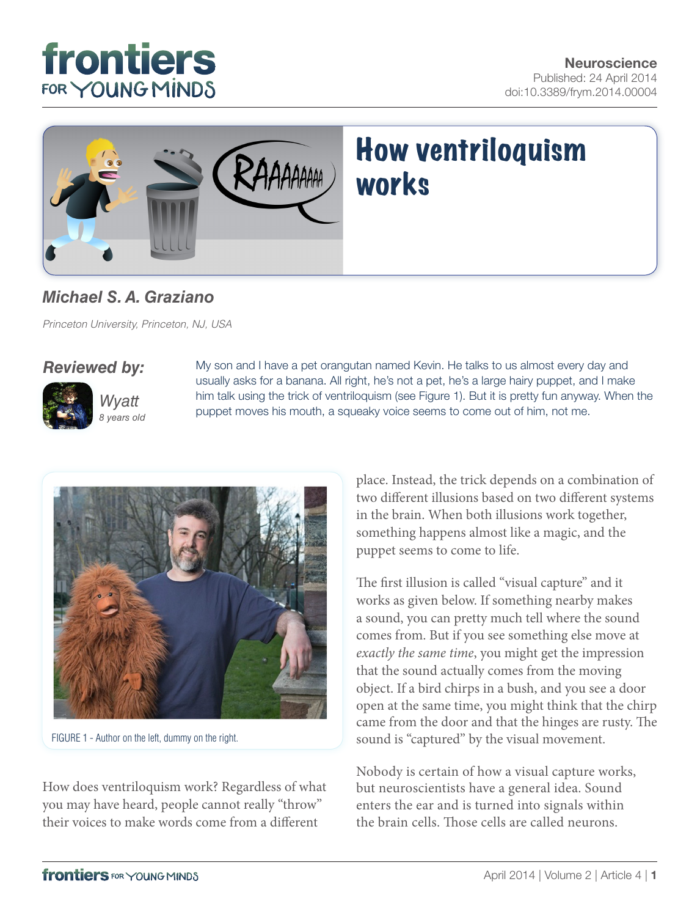Neuroscience
Published: 24 April 2014
doi:10.3389/frym.2014.00004

# How ventriloquism works

**_Michael S. A. Graziano_**

*Princeton University, Princeton, NJ, USA*

***Reviewed by:***

*Wyatt*
*8 years old*

My son and I have a pet orangutan named Kevin. He talks to us almost every day and usually asks for a banana. All right, he's not a pet, he's a large hairy puppet, and I make him talk using the trick of ventriloquism (see Figure 1). But it is pretty fun anyway. When the puppet moves his mouth, a squeaky voice seems to come out of him, not me.

FIGURE 1 - Author on the left, dummy on the right.

How does ventriloquism work? Regardless of what you may have heard, people cannot really "throw" their voices to make words come from a different place. Instead, the trick depends on a combination of two different illusions based on two different systems in the brain. When both illusions work together, something happens almost like a magic, and the puppet seems to come to life.

The first illusion is called "visual capture" and it works as given below. If something nearby makes a sound, you can pretty much tell where the sound comes from. But if you see something else move at *exactly the same time*, you might get the impression that the sound actually comes from the moving object. If a bird chirps in a bush, and you see a door open at the same time, you might think that the chirp came from the door and that the hinges are rusty. The sound is "captured" by the visual movement.

Nobody is certain of how a visual capture works, but neuroscientists have a general idea. Sound enters the ear and is turned into signals within the brain cells. Those cells are called neurons.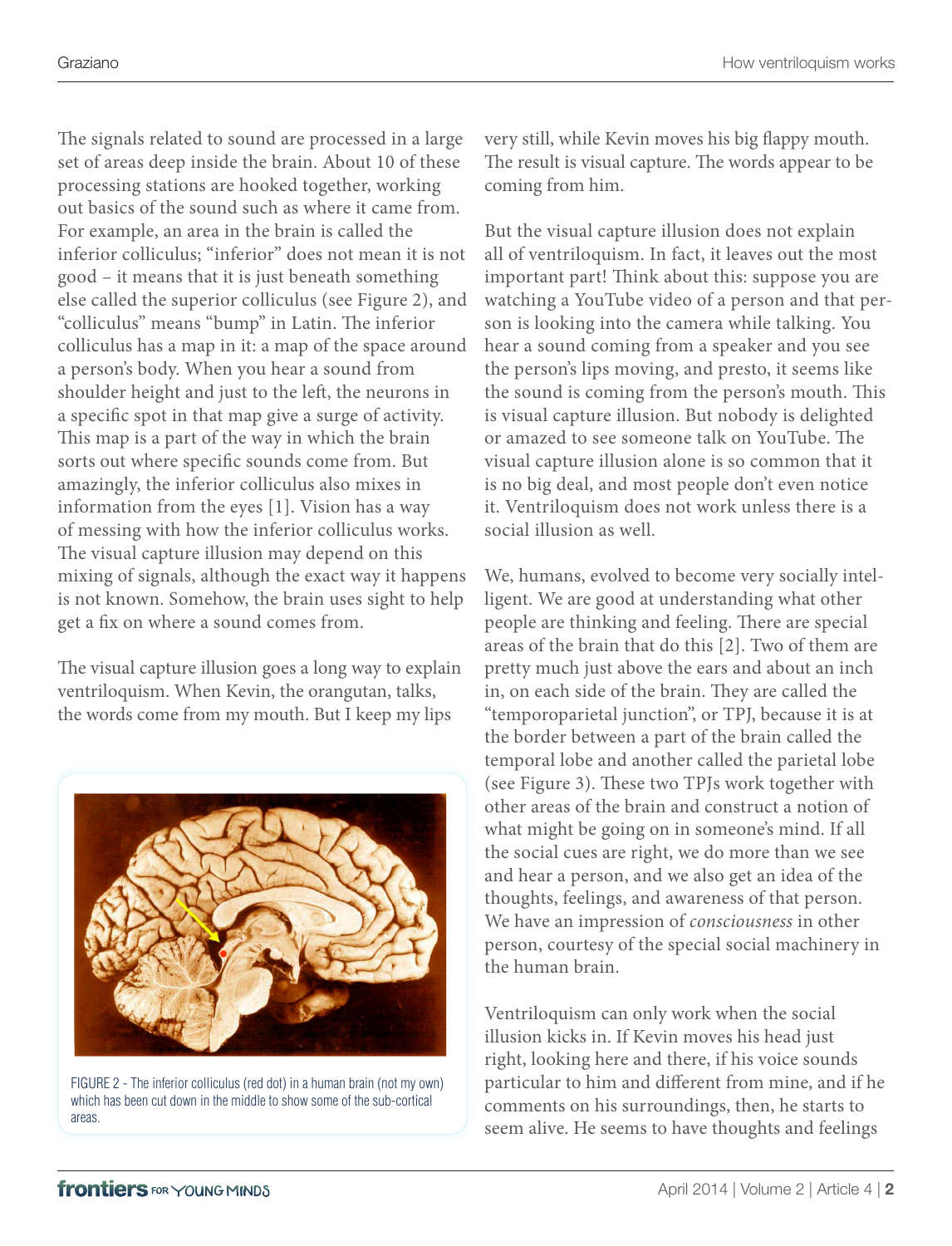The signals related to sound are processed in a large set of areas deep inside the brain. About 10 of these processing stations are hooked together, working out basics of the sound such as where it came from. For example, an area in the brain is called the inferior colliculus; "inferior" does not mean it is not good – it means that it is just beneath something else called the superior colliculus (see Figure 2), and "colliculus" means "bump" in Latin. The inferior colliculus has a map in it: a map of the space around a person's body. When you hear a sound from shoulder height and just to the left, the neurons in a specific spot in that map give a surge of activity. This map is a part of the way in which the brain sorts out where specific sounds come from. But amazingly, the inferior colliculus also mixes in information from the eyes [1]. Vision has a way of messing with how the inferior colliculus works. The visual capture illusion may depend on this mixing of signals, although the exact way it happens is not known. Somehow, the brain uses sight to help get a fix on where a sound comes from.

The visual capture illusion goes a long way to explain ventriloquism. When Kevin, the orangutan, talks, the words come from my mouth. But I keep my lips very still, while Kevin moves his big flappy mouth. The result is visual capture. The words appear to be coming from him.

FIGURE 2 - The inferior colliculus (red dot) in a human brain (not my own) which has been cut down in the middle to show some of the sub-cortical areas.

But the visual capture illusion does not explain all of ventriloquism. In fact, it leaves out the most important part! Think about this: suppose you are watching a YouTube video of a person and that person is looking into the camera while talking. You hear a sound coming from a speaker and you see the person's lips moving, and presto, it seems like the sound is coming from the person's mouth. This is visual capture illusion. But nobody is delighted or amazed to see someone talk on YouTube. The visual capture illusion alone is so common that it is no big deal, and most people don't even notice it. Ventriloquism does not work unless there is a social illusion as well.

We, humans, evolved to become very socially intelligent. We are good at understanding what other people are thinking and feeling. There are special areas of the brain that do this [2]. Two of them are pretty much just above the ears and about an inch in, on each side of the brain. They are called the "temporoparietal junction", or TPJ, because it is at the border between a part of the brain called the temporal lobe and another called the parietal lobe (see Figure 3). These two TPJs work together with other areas of the brain and construct a notion of what might be going on in someone's mind. If all the social cues are right, we do more than we see and hear a person, and we also get an idea of the thoughts, feelings, and awareness of that person. We have an impression of *consciousness* in other person, courtesy of the special social machinery in the human brain.

Ventriloquism can only work when the social illusion kicks in. If Kevin moves his head just right, looking here and there, if his voice sounds particular to him and different from mine, and if he comments on his surroundings, then, he starts to seem alive. He seems to have thoughts and feelings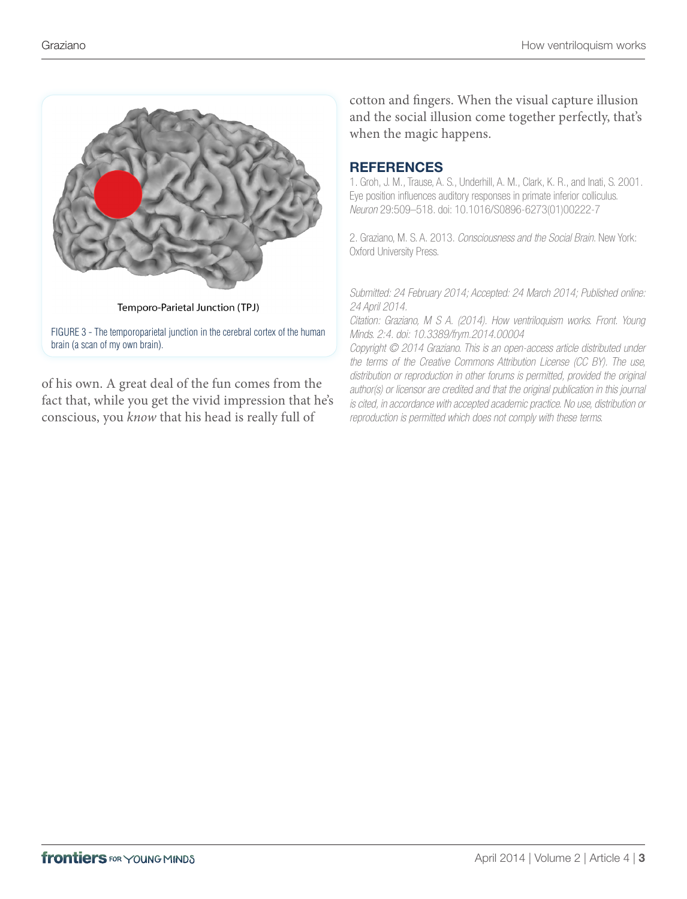Temporo-Parietal Junction (TPJ)

FIGURE 3 - The temporoparietal junction in the cerebral cortex of the human brain (a scan of my own brain).

of his own. A great deal of the fun comes from the fact that, while you get the vivid impression that he's conscious, you *know* that his head is really full of cotton and fingers. When the visual capture illusion and the social illusion come together perfectly, that's when the magic happens.

## REFERENCES

1. Groh, J. M., Trause, A. S., Underhill, A. M., Clark, K. R., and Inati, S. 2001. Eye position influences auditory responses in primate inferior colliculus. *Neuron* 29:509–518. doi: 10.1016/S0896-6273(01)00222-7

2. Graziano, M. S. A. 2013. *Consciousness and the Social Brain*. New York: Oxford University Press.

*Submitted: 24 February 2014; Accepted: 24 March 2014; Published online: 24 April 2014.*

*Citation: Graziano, M S A. (2014). How ventriloquism works. Front. Young Minds. 2:4. doi: 10.3389/frym.2014.00004*

*Copyright © 2014 Graziano. This is an open-access article distributed under the terms of the Creative Commons Attribution License (CC BY). The use, distribution or reproduction in other forums is permitted, provided the original author(s) or licensor are credited and that the original publication in this journal is cited, in accordance with accepted academic practice. No use, distribution or reproduction is permitted which does not comply with these terms.*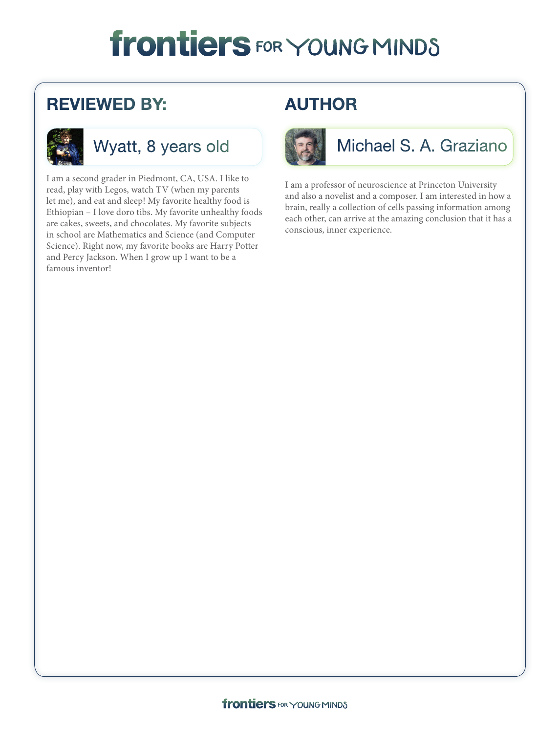## REVIEWED BY:

### Wyatt, 8 years old

I am a second grader in Piedmont, CA, USA. I like to read, play with Legos, watch TV (when my parents let me), and eat and sleep! My favorite healthy food is Ethiopian – I love doro tibs. My favorite unhealthy foods are cakes, sweets, and chocolates. My favorite subjects in school are Mathematics and Science (and Computer Science). Right now, my favorite books are Harry Potter and Percy Jackson. When I grow up I want to be a famous inventor!

## AUTHOR

### Michael S. A. Graziano

I am a professor of neuroscience at Princeton University and also a novelist and a composer. I am interested in how a brain, really a collection of cells passing information among each other, can arrive at the amazing conclusion that it has a conscious, inner experience.